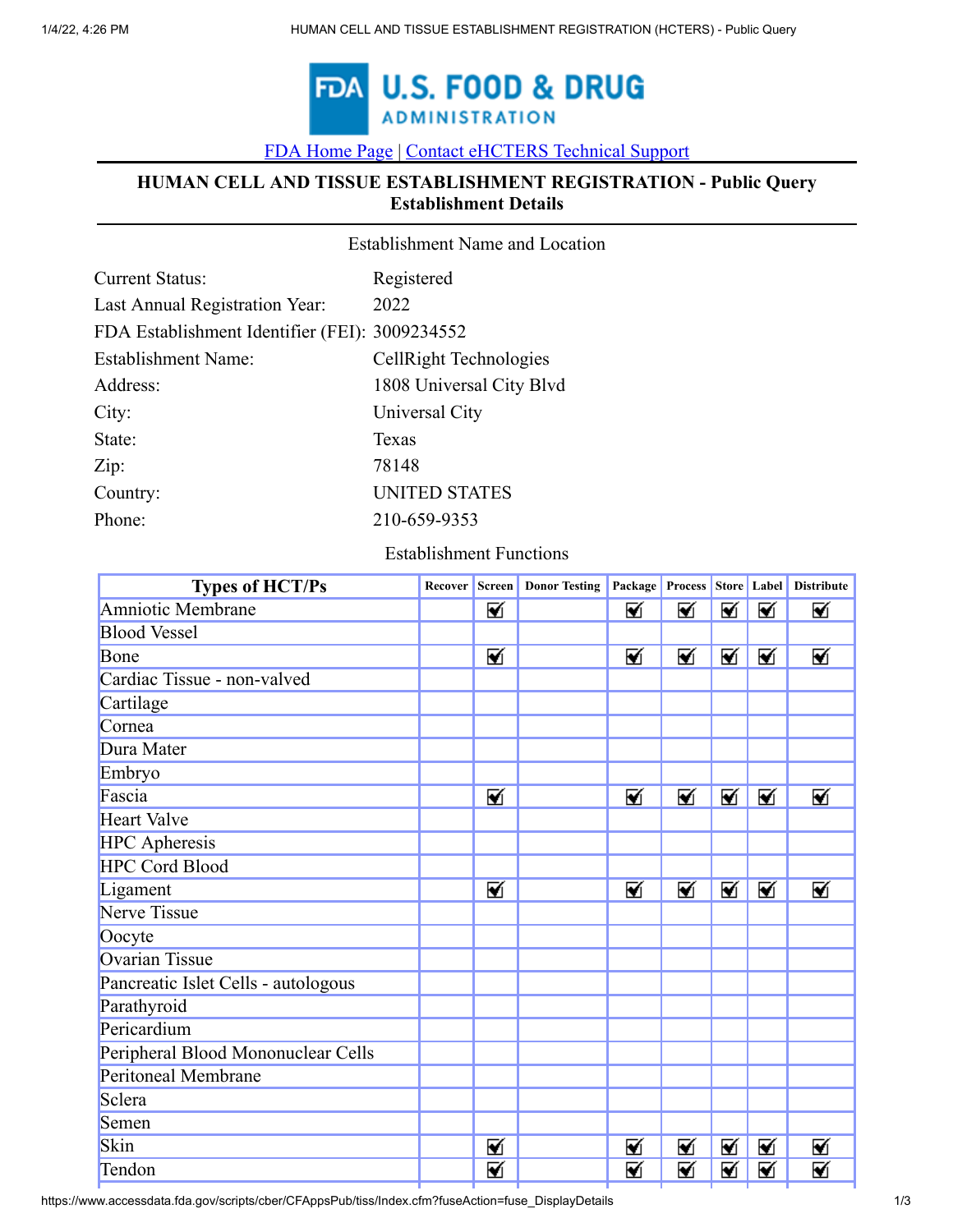FDA U.S. FOOD & DRUG ADMINISTRATION

[FDA Home Page](#) | [Contact eHCTERS Technical Support](#)

## HUMAN CELL AND TISSUE ESTABLISHMENT REGISTRATION - Public Query
## Establishment Details

### Establishment Name and Location

| | |
|---|---|
| Current Status: | Registered |
| Last Annual Registration Year: | 2022 |
| FDA Establishment Identifier (FEI): | 3009234552 |
| Establishment Name: | CellRight Technologies |
| Address: | 1808 Universal City Blvd |
| City: | Universal City |
| State: | Texas |
| Zip: | 78148 |
| Country: | UNITED STATES |
| Phone: | 210-659-9353 |

### Establishment Functions

| Types of HCT/Ps | Recover | Screen | Donor Testing | Package | Process | Store | Label | Distribute |
|---|---|---|---|---|---|---|---|---|
| Amniotic Membrane | | ☑ | | ☑ | ☑ | ☑ | ☑ | ☑ |
| Blood Vessel | | | | | | | | |
| Bone | | ☑ | | ☑ | ☑ | ☑ | ☑ | ☑ |
| Cardiac Tissue - non-valved | | | | | | | | |
| Cartilage | | | | | | | | |
| Cornea | | | | | | | | |
| Dura Mater | | | | | | | | |
| Embryo | | | | | | | | |
| Fascia | | ☑ | | ☑ | ☑ | ☑ | ☑ | ☑ |
| Heart Valve | | | | | | | | |
| HPC Apheresis | | | | | | | | |
| HPC Cord Blood | | | | | | | | |
| Ligament | | ☑ | | ☑ | ☑ | ☑ | ☑ | ☑ |
| Nerve Tissue | | | | | | | | |
| Oocyte | | | | | | | | |
| Ovarian Tissue | | | | | | | | |
| Pancreatic Islet Cells - autologous | | | | | | | | |
| Parathyroid | | | | | | | | |
| Pericardium | | | | | | | | |
| Peripheral Blood Mononuclear Cells | | | | | | | | |
| Peritoneal Membrane | | | | | | | | |
| Sclera | | | | | | | | |
| Semen | | | | | | | | |
| Skin | | ☑ | | ☑ | ☑ | ☑ | ☑ | ☑ |
| Tendon | | ☑ | | ☑ | ☑ | ☑ | ☑ | ☑ |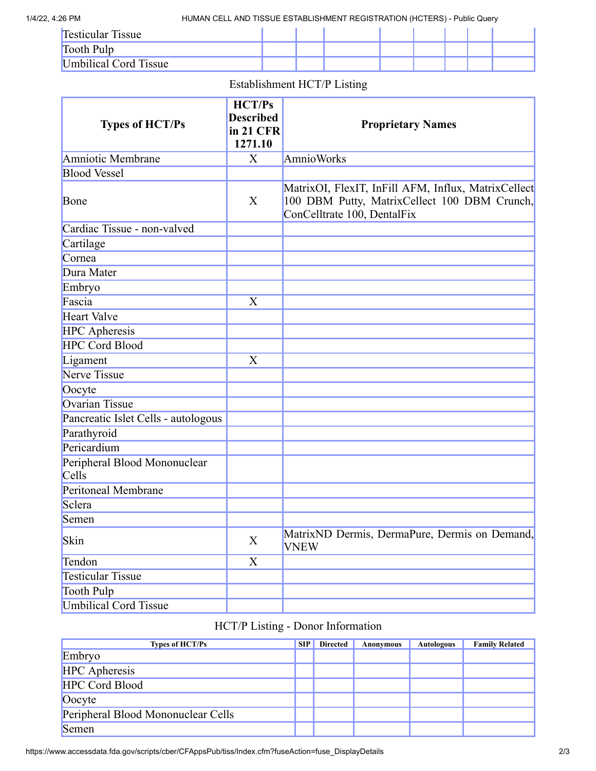| | | | | | | | | |
|---|---|---|---|---|---|---|---|---|
| Testicular Tissue | | | | | | | | |
| Tooth Pulp | | | | | | | | |
| Umbilical Cord Tissue | | | | | | | | |

Establishment HCT/P Listing

| Types of HCT/Ps | HCT/Ps Described in 21 CFR 1271.10 | Proprietary Names |
|---|---|---|
| Amniotic Membrane | X | AmnioWorks |
| Blood Vessel | | |
| Bone | X | MatrixOI, FlexIT, InFill AFM, Influx, MatrixCellect 100 DBM Putty, MatrixCellect 100 DBM Crunch, ConCelltrate 100, DentalFix |
| Cardiac Tissue - non-valved | | |
| Cartilage | | |
| Cornea | | |
| Dura Mater | | |
| Embryo | | |
| Fascia | X | |
| Heart Valve | | |
| HPC Apheresis | | |
| HPC Cord Blood | | |
| Ligament | X | |
| Nerve Tissue | | |
| Oocyte | | |
| Ovarian Tissue | | |
| Pancreatic Islet Cells - autologous | | |
| Parathyroid | | |
| Pericardium | | |
| Peripheral Blood Mononuclear Cells | | |
| Peritoneal Membrane | | |
| Sclera | | |
| Semen | | |
| Skin | X | MatrixND Dermis, DermaPure, Dermis on Demand, VNEW |
| Tendon | X | |
| Testicular Tissue | | |
| Tooth Pulp | | |
| Umbilical Cord Tissue | | |

HCT/P Listing - Donor Information

| Types of HCT/Ps | SIP | Directed | Anonymous | Autologous | Family Related |
|---|---|---|---|---|---|
| Embryo | | | | | |
| HPC Apheresis | | | | | |
| HPC Cord Blood | | | | | |
| Oocyte | | | | | |
| Peripheral Blood Mononuclear Cells | | | | | |
| Semen | | | | | |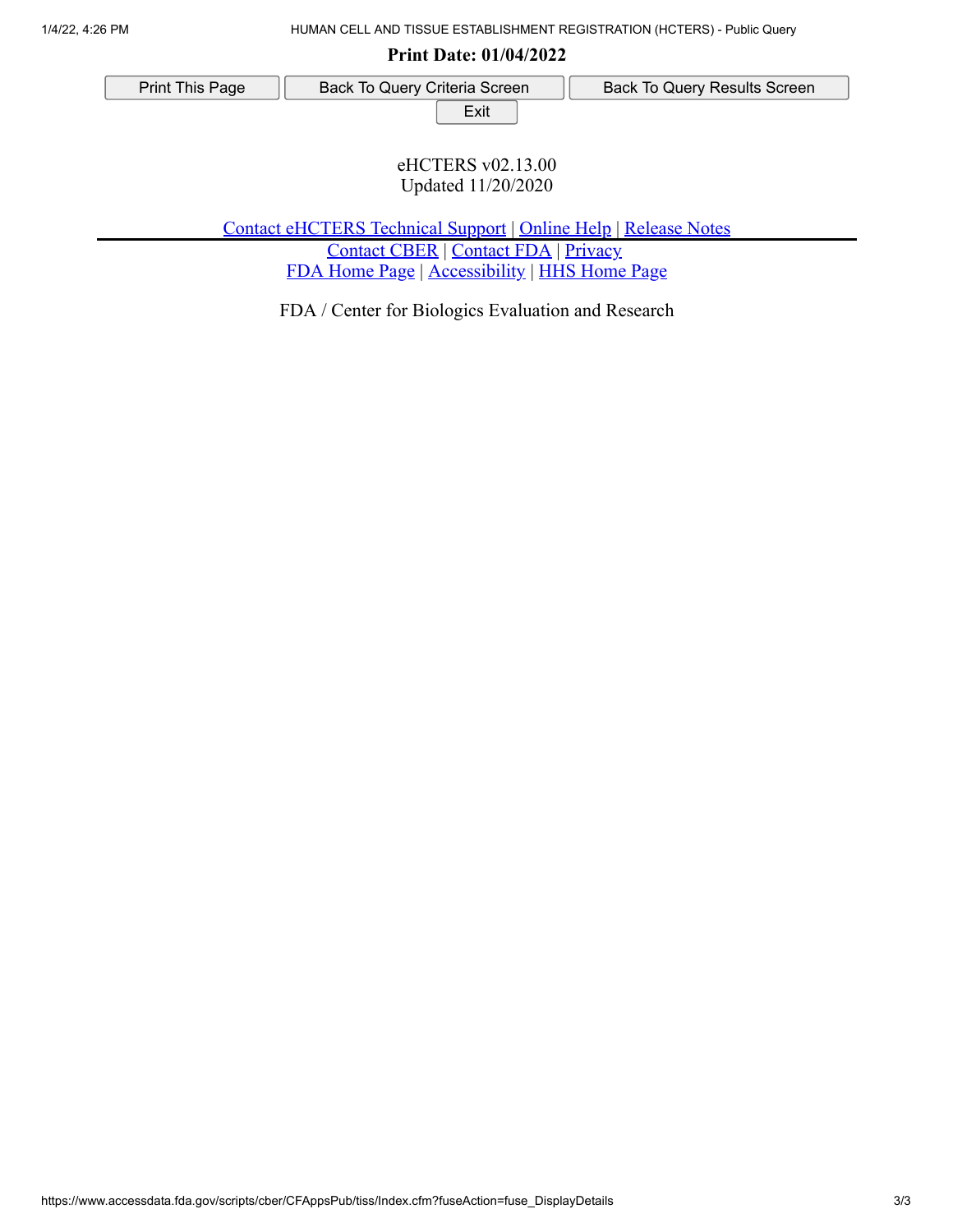**Print Date: 01/04/2022**

Print This Page | Back To Query Criteria Screen | Back To Query Results Screen
Exit

eHCTERS v02.13.00
Updated 11/20/2020

Contact eHCTERS Technical Support | Online Help | Release Notes

---

Contact CBER | Contact FDA | Privacy
FDA Home Page | Accessibility | HHS Home Page

FDA / Center for Biologics Evaluation and Research